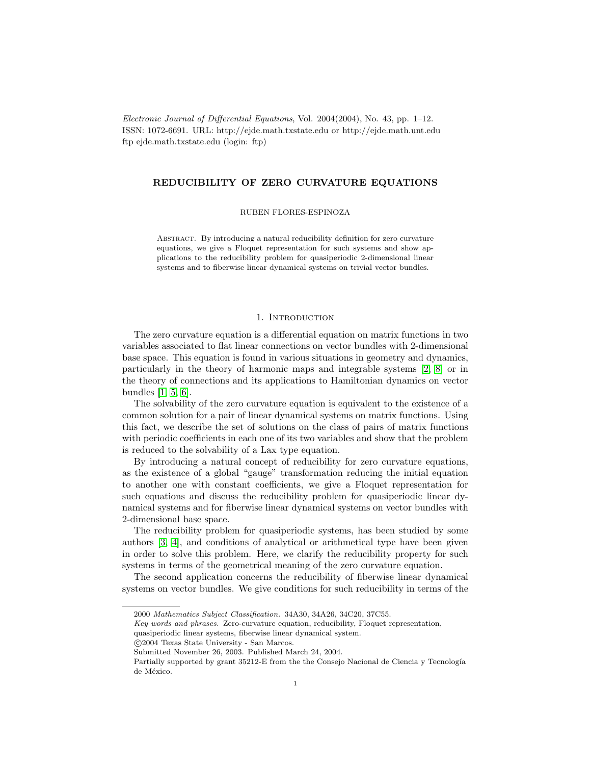*Electronic Journal of Differential Equations*, Vol. 2004(2004), No. 43, pp. 1–12.
ISSN: 1072-6691. URL: http://ejde.math.txstate.edu or http://ejde.math.unt.edu
ftp ejde.math.txstate.edu (login: ftp)

# REDUCIBILITY OF ZERO CURVATURE EQUATIONS

RUBEN FLORES-ESPINOZA

Abstract. By introducing a natural reducibility definition for zero curvature equations, we give a Floquet representation for such systems and show applications to the reducibility problem for quasiperiodic 2-dimensional linear systems and to fiberwise linear dynamical systems on trivial vector bundles.

## 1. Introduction

The zero curvature equation is a differential equation on matrix functions in two variables associated to flat linear connections on vector bundles with 2-dimensional base space. This equation is found in various situations in geometry and dynamics, particularly in the theory of harmonic maps and integrable systems [2, 8] or in the theory of connections and its applications to Hamiltonian dynamics on vector bundles [1, 5, 6].

The solvability of the zero curvature equation is equivalent to the existence of a common solution for a pair of linear dynamical systems on matrix functions. Using this fact, we describe the set of solutions on the class of pairs of matrix functions with periodic coefficients in each one of its two variables and show that the problem is reduced to the solvability of a Lax type equation.

By introducing a natural concept of reducibility for zero curvature equations, as the existence of a global "gauge" transformation reducing the initial equation to another one with constant coefficients, we give a Floquet representation for such equations and discuss the reducibility problem for quasiperiodic linear dynamical systems and for fiberwise linear dynamical systems on vector bundles with 2-dimensional base space.

The reducibility problem for quasiperiodic systems, has been studied by some authors [3, 4], and conditions of analytical or arithmetical type have been given in order to solve this problem. Here, we clarify the reducibility property for such systems in terms of the geometrical meaning of the zero curvature equation.

The second application concerns the reducibility of fiberwise linear dynamical systems on vector bundles. We give conditions for such reducibility in terms of the

---

2000 *Mathematics Subject Classification.* 34A30, 34A26, 34C20, 37C55.
*Key words and phrases.* Zero-curvature equation, reducibility, Floquet representation, quasiperiodic linear systems, fiberwise linear dynamical system.
©2004 Texas State University - San Marcos.
Submitted November 26, 2003. Published March 24, 2004.
Partially supported by grant 35212-E from the the Consejo Nacional de Ciencia y Tecnología de México.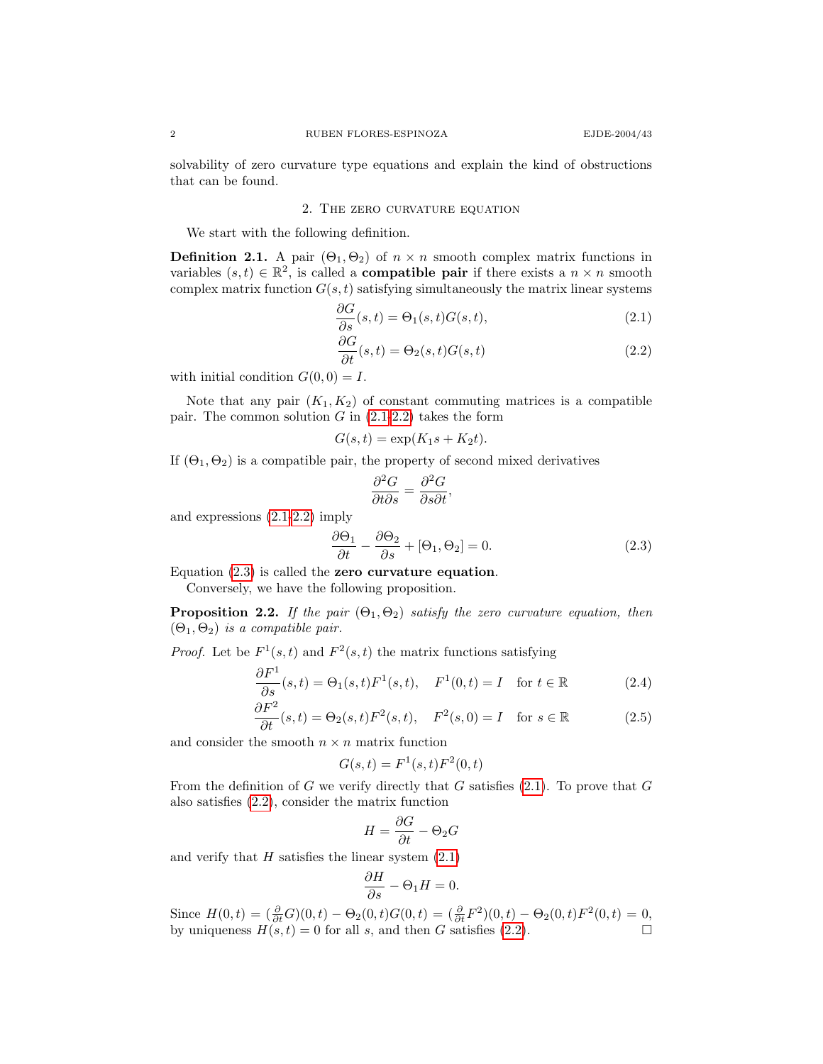solvability of zero curvature type equations and explain the kind of obstructions that can be found.

## 2. The zero curvature equation

We start with the following definition.

**Definition 2.1.** A pair $(\Theta_1, \Theta_2)$ of $n \times n$ smooth complex matrix functions in variables $(s,t) \in \mathbb{R}^2$, is called a **compatible pair** if there exists a $n \times n$ smooth complex matrix function $G(s,t)$ satisfying simultaneously the matrix linear systems

$$\frac{\partial G}{\partial s}(s,t) = \Theta_1(s,t)G(s,t), \tag{2.1}$$

$$\frac{\partial G}{\partial t}(s,t) = \Theta_2(s,t)G(s,t) \tag{2.2}$$

with initial condition $G(0,0) = I$.

Note that any pair $(K_1, K_2)$ of constant commuting matrices is a compatible pair. The common solution $G$ in (2.1-2.2) takes the form

$$G(s,t) = \exp(K_1 s + K_2 t).$$

If $(\Theta_1, \Theta_2)$ is a compatible pair, the property of second mixed derivatives

$$\frac{\partial^2 G}{\partial t \partial s} = \frac{\partial^2 G}{\partial s \partial t},$$

and expressions (2.1-2.2) imply

$$\frac{\partial \Theta_1}{\partial t} - \frac{\partial \Theta_2}{\partial s} + [\Theta_1, \Theta_2] = 0. \tag{2.3}$$

Equation (2.3) is called the **zero curvature equation**.

Conversely, we have the following proposition.

**Proposition 2.2.** *If the pair $(\Theta_1, \Theta_2)$ satisfy the zero curvature equation, then $(\Theta_1, \Theta_2)$ is a compatible pair.*

*Proof.* Let be $F^1(s,t)$ and $F^2(s,t)$ the matrix functions satisfying

$$\frac{\partial F^1}{\partial s}(s,t) = \Theta_1(s,t)F^1(s,t), \quad F^1(0,t) = I \quad \text{for } t \in \mathbb{R} \tag{2.4}$$

$$\frac{\partial F^2}{\partial t}(s,t) = \Theta_2(s,t)F^2(s,t), \quad F^2(s,0) = I \quad \text{for } s \in \mathbb{R} \tag{2.5}$$

and consider the smooth $n \times n$ matrix function

$$G(s,t) = F^1(s,t)F^2(0,t)$$

From the definition of $G$ we verify directly that $G$ satisfies (2.1). To prove that $G$ also satisfies (2.2), consider the matrix function

$$H = \frac{\partial G}{\partial t} - \Theta_2 G$$

and verify that $H$ satisfies the linear system (2.1)

$$\frac{\partial H}{\partial s} - \Theta_1 H = 0.$$

Since $H(0,t) = (\frac{\partial}{\partial t}G)(0,t) - \Theta_2(0,t)G(0,t) = (\frac{\partial}{\partial t}F^2)(0,t) - \Theta_2(0,t)F^2(0,t) = 0$, by uniqueness $H(s,t) = 0$ for all $s$, and then $G$ satisfies (2.2). $\square$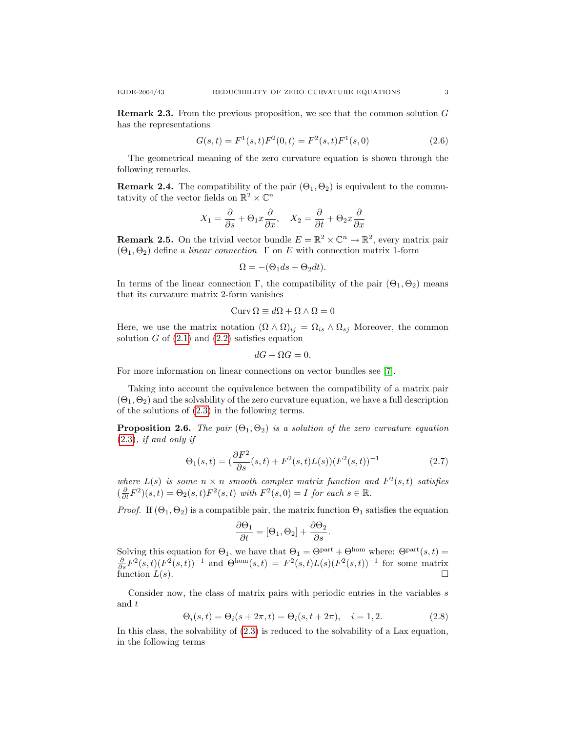**Remark 2.3.** From the previous proposition, we see that the common solution $G$ has the representations

$$G(s,t) = F^1(s,t)F^2(0,t) = F^2(s,t)F^1(s,0) \tag{2.6}$$

The geometrical meaning of the zero curvature equation is shown through the following remarks.

**Remark 2.4.** The compatibility of the pair $(\Theta_1, \Theta_2)$ is equivalent to the commutativity of the vector fields on $\mathbb{R}^2 \times \mathbb{C}^n$

$$X_1 = \frac{\partial}{\partial s} + \Theta_1 x \frac{\partial}{\partial x}, \quad X_2 = \frac{\partial}{\partial t} + \Theta_2 x \frac{\partial}{\partial x}$$

**Remark 2.5.** On the trivial vector bundle $E = \mathbb{R}^2 \times \mathbb{C}^n \to \mathbb{R}^2$, every matrix pair $(\Theta_1, \Theta_2)$ define a *linear connection* $\Gamma$ on $E$ with connection matrix 1-form

$$\Omega = -(\Theta_1 ds + \Theta_2 dt).$$

In terms of the linear connection $\Gamma$, the compatibility of the pair $(\Theta_1, \Theta_2)$ means that its curvature matrix 2-form vanishes

$$\operatorname{Curv} \Omega \equiv d\Omega + \Omega \wedge \Omega = 0$$

Here, we use the matrix notation $(\Omega \wedge \Omega)_{ij} = \Omega_{is} \wedge \Omega_{sj}$ Moreover, the common solution $G$ of (2.1) and (2.2) satisfies equation

$$dG + \Omega G = 0.$$

For more information on linear connections on vector bundles see [7].

Taking into account the equivalence between the compatibility of a matrix pair $(\Theta_1, \Theta_2)$ and the solvability of the zero curvature equation, we have a full description of the solutions of (2.3) in the following terms.

**Proposition 2.6.** *The pair $(\Theta_1, \Theta_2)$ is a solution of the zero curvature equation (2.3), if and only if*

$$\Theta_1(s,t) = \Big(\frac{\partial F^2}{\partial s}(s,t) + F^2(s,t)L(s)\Big)(F^2(s,t))^{-1} \tag{2.7}$$

*where $L(s)$ is some $n \times n$ smooth complex matrix function and $F^2(s,t)$ satisfies $(\frac{\partial}{\partial t}F^2)(s,t) = \Theta_2(s,t)F^2(s,t)$ with $F^2(s,0) = I$ for each $s \in \mathbb{R}$.*

*Proof.* If $(\Theta_1, \Theta_2)$ is a compatible pair, the matrix function $\Theta_1$ satisfies the equation

$$\frac{\partial \Theta_1}{\partial t} = [\Theta_1, \Theta_2] + \frac{\partial \Theta_2}{\partial s}.$$

Solving this equation for $\Theta_1$, we have that $\Theta_1 = \Theta^{\text{part}} + \Theta^{\text{hom}}$ where: $\Theta^{\text{part}}(s,t) = \frac{\partial}{\partial s}F^2(s,t)(F^2(s,t))^{-1}$ and $\Theta^{\text{hom}}(s,t) = F^2(s,t)L(s)(F^2(s,t))^{-1}$ for some matrix function $L(s)$. $\square$

Consider now, the class of matrix pairs with periodic entries in the variables $s$ and $t$

$$\Theta_i(s,t) = \Theta_i(s + 2\pi, t) = \Theta_i(s, t + 2\pi), \quad i = 1, 2. \tag{2.8}$$

In this class, the solvability of (2.3) is reduced to the solvability of a Lax equation, in the following terms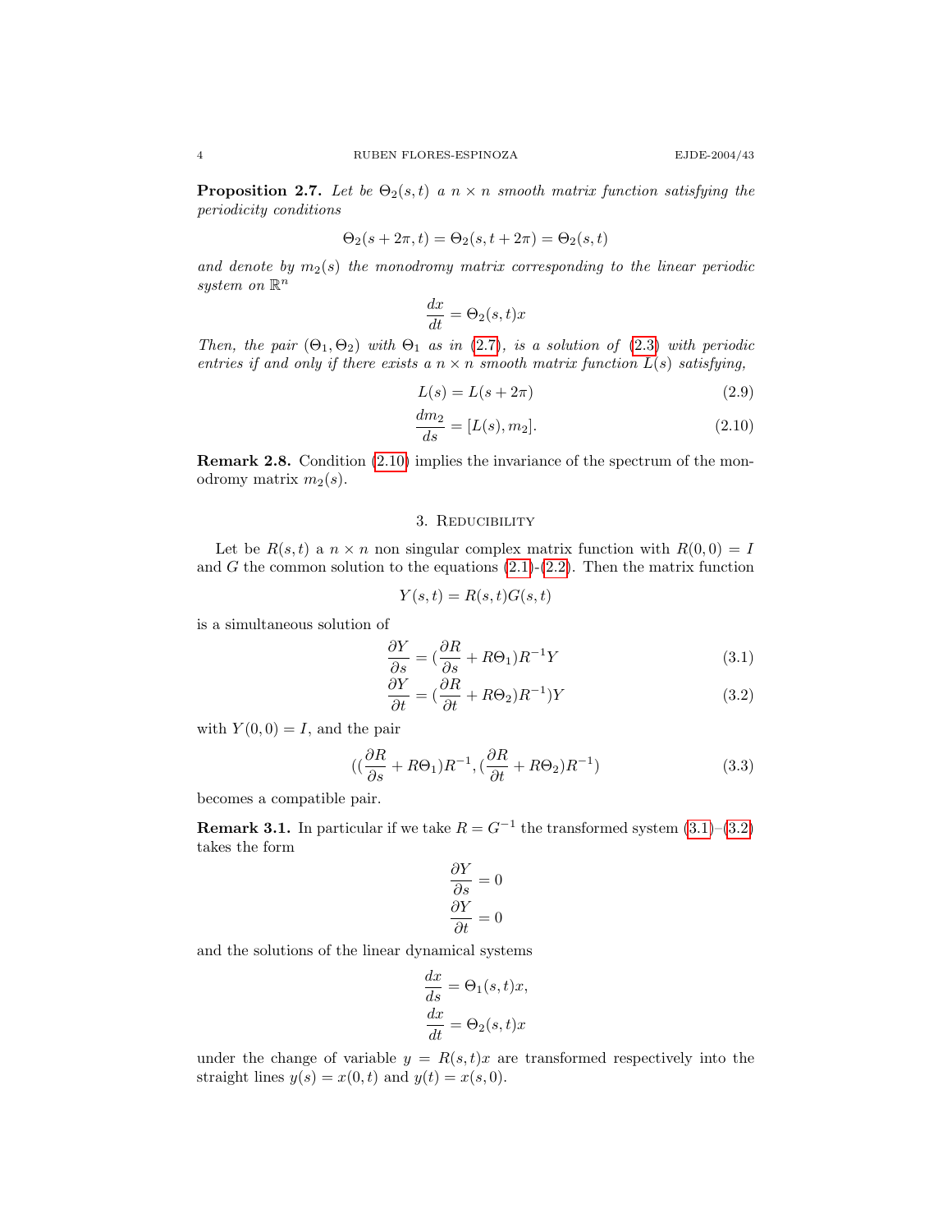**Proposition 2.7.** *Let be $\Theta_2(s,t)$ a $n \times n$ smooth matrix function satisfying the periodicity conditions*

$$\Theta_2(s+2\pi, t) = \Theta_2(s, t+2\pi) = \Theta_2(s,t)$$

*and denote by $m_2(s)$ the monodromy matrix corresponding to the linear periodic system on $\mathbb{R}^n$*

$$\frac{dx}{dt} = \Theta_2(s,t)x$$

*Then, the pair $(\Theta_1, \Theta_2)$ with $\Theta_1$ as in (2.7), is a solution of (2.3) with periodic entries if and only if there exists a $n \times n$ smooth matrix function $L(s)$ satisfying,*

$$L(s) = L(s+2\pi) \tag{2.9}$$

$$\frac{dm_2}{ds} = [L(s), m_2]. \tag{2.10}$$

**Remark 2.8.** Condition (2.10) implies the invariance of the spectrum of the monodromy matrix $m_2(s)$.

## 3. Reducibility

Let be $R(s,t)$ a $n \times n$ non singular complex matrix function with $R(0,0) = I$ and $G$ the common solution to the equations (2.1)-(2.2). Then the matrix function

$$Y(s,t) = R(s,t)G(s,t)$$

is a simultaneous solution of

$$\frac{\partial Y}{\partial s} = (\frac{\partial R}{\partial s} + R\Theta_1)R^{-1}Y \tag{3.1}$$

$$\frac{\partial Y}{\partial t} = (\frac{\partial R}{\partial t} + R\Theta_2)R^{-1})Y \tag{3.2}$$

with $Y(0,0) = I$, and the pair

$$((\frac{\partial R}{\partial s} + R\Theta_1)R^{-1}, (\frac{\partial R}{\partial t} + R\Theta_2)R^{-1}) \tag{3.3}$$

becomes a compatible pair.

**Remark 3.1.** In particular if we take $R = G^{-1}$ the transformed system (3.1)–(3.2) takes the form

$$\frac{\partial Y}{\partial s} = 0$$
$$\frac{\partial Y}{\partial t} = 0$$

and the solutions of the linear dynamical systems

$$\frac{dx}{ds} = \Theta_1(s,t)x,$$
$$\frac{dx}{dt} = \Theta_2(s,t)x$$

under the change of variable $y = R(s,t)x$ are transformed respectively into the straight lines $y(s) = x(0,t)$ and $y(t) = x(s,0)$.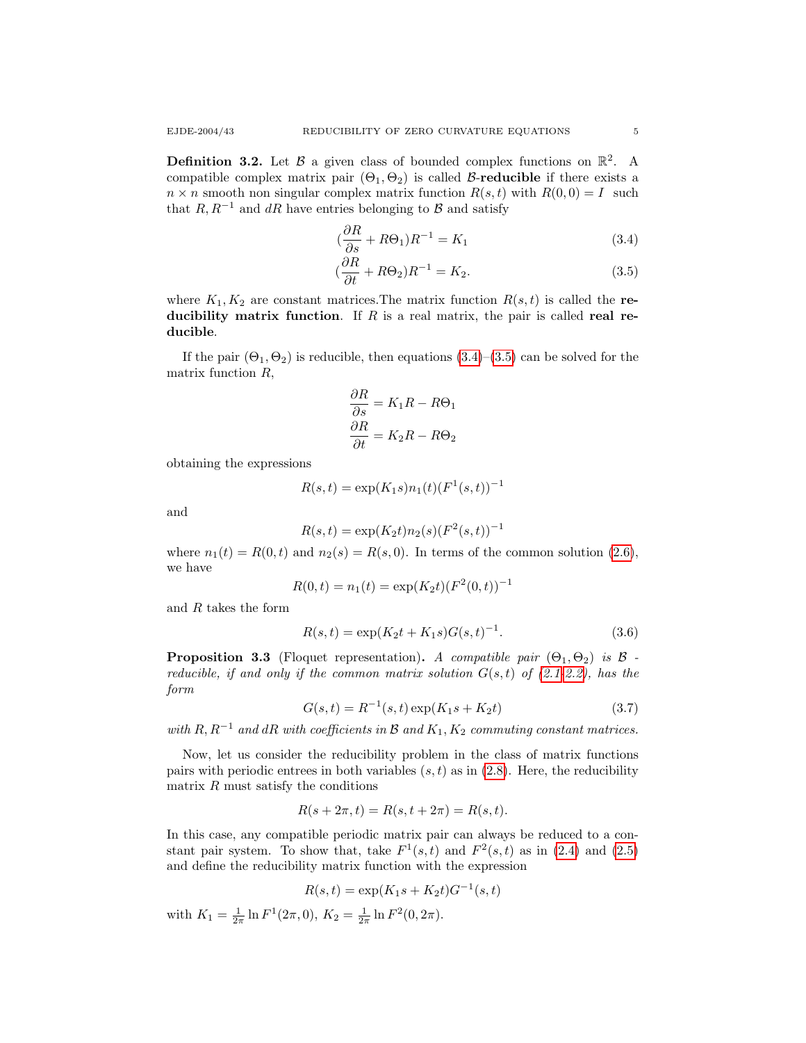**Definition 3.2.** Let $\mathcal{B}$ a given class of bounded complex functions on $\mathbb{R}^2$. A compatible complex matrix pair $(\Theta_1, \Theta_2)$ is called $\mathcal{B}$-**reducible** if there exists a $n \times n$ smooth non singular complex matrix function $R(s,t)$ with $R(0,0) = I$ such that $R, R^{-1}$ and $dR$ have entries belonging to $\mathcal{B}$ and satisfy

$$(\frac{\partial R}{\partial s} + R\Theta_1)R^{-1} = K_1 \tag{3.4}$$

$$(\frac{\partial R}{\partial t} + R\Theta_2)R^{-1} = K_2. \tag{3.5}$$

where $K_1, K_2$ are constant matrices.The matrix function $R(s,t)$ is called the **reducibility matrix function**. If $R$ is a real matrix, the pair is called **real reducible**.

If the pair $(\Theta_1, \Theta_2)$ is reducible, then equations (3.4)–(3.5) can be solved for the matrix function $R$,

$$\frac{\partial R}{\partial s} = K_1 R - R\Theta_1$$

$$\frac{\partial R}{\partial t} = K_2 R - R\Theta_2$$

obtaining the expressions

$$R(s,t) = \exp(K_1 s) n_1(t) (F^1(s,t))^{-1}$$

and

$$R(s,t) = \exp(K_2 t) n_2(s) (F^2(s,t))^{-1}$$

where $n_1(t) = R(0,t)$ and $n_2(s) = R(s,0)$. In terms of the common solution (2.6), we have

$$R(0,t) = n_1(t) = \exp(K_2 t)(F^2(0,t))^{-1}$$

and $R$ takes the form

$$R(s,t) = \exp(K_2 t + K_1 s) G(s,t)^{-1}. \tag{3.6}$$

**Proposition 3.3** (Floquet representation)**.** *A compatible pair $(\Theta_1, \Theta_2)$ is $\mathcal{B}$-reducible, if and only if the common matrix solution $G(s,t)$ of (2.1-2.2), has the form*

$$G(s,t) = R^{-1}(s,t) \exp(K_1 s + K_2 t) \tag{3.7}$$

*with $R, R^{-1}$ and $dR$ with coefficients in $\mathcal{B}$ and $K_1, K_2$ commuting constant matrices.*

Now, let us consider the reducibility problem in the class of matrix functions pairs with periodic entrees in both variables $(s,t)$ as in (2.8). Here, the reducibility matrix $R$ must satisfy the conditions

$$R(s + 2\pi, t) = R(s, t + 2\pi) = R(s,t).$$

In this case, any compatible periodic matrix pair can always be reduced to a constant pair system. To show that, take $F^1(s,t)$ and $F^2(s,t)$ as in (2.4) and (2.5) and define the reducibility matrix function with the expression

$$R(s,t) = \exp(K_1 s + K_2 t) G^{-1}(s,t)$$

with $K_1 = \frac{1}{2\pi} \ln F^1(2\pi, 0)$, $K_2 = \frac{1}{2\pi} \ln F^2(0, 2\pi)$.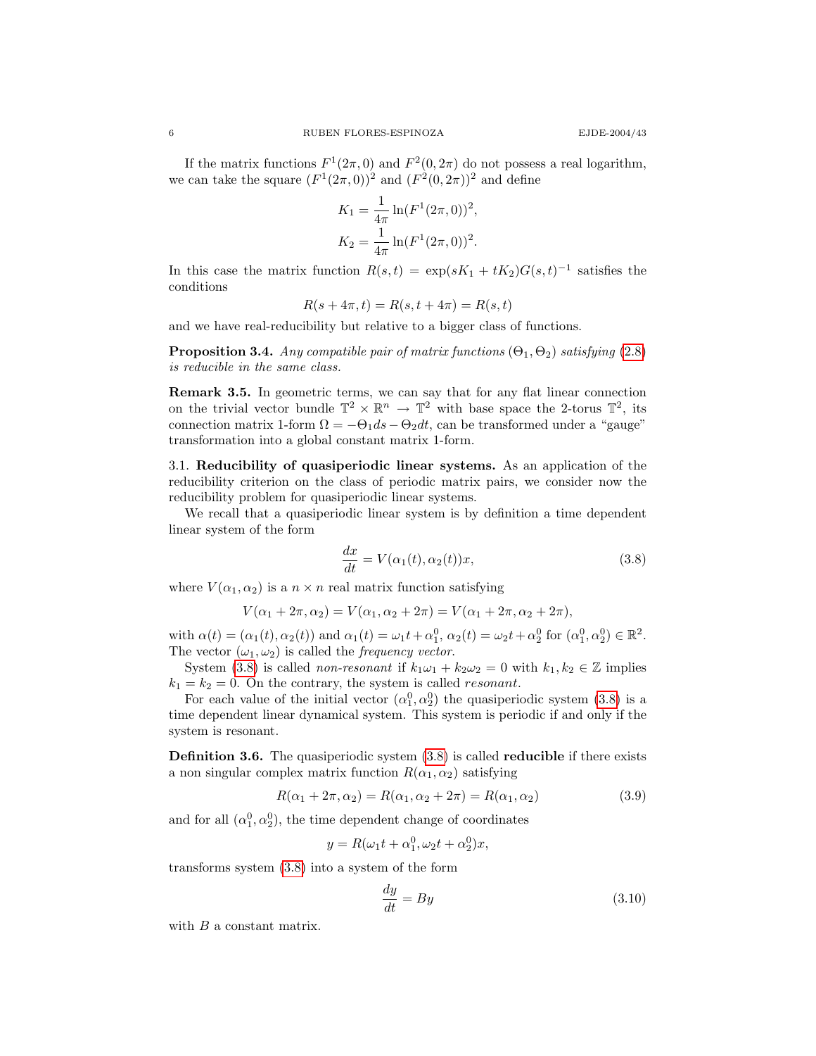If the matrix functions $F^1(2\pi, 0)$ and $F^2(0, 2\pi)$ do not possess a real logarithm, we can take the square $(F^1(2\pi, 0))^2$ and $(F^2(0, 2\pi))^2$ and define

$$K_1 = \frac{1}{4\pi} \ln(F^1(2\pi, 0))^2,$$
$$K_2 = \frac{1}{4\pi} \ln(F^1(2\pi, 0))^2.$$

In this case the matrix function $R(s,t) = \exp(sK_1 + tK_2)G(s,t)^{-1}$ satisfies the conditions

$$R(s + 4\pi, t) = R(s, t + 4\pi) = R(s, t)$$

and we have real-reducibility but relative to a bigger class of functions.

**Proposition 3.4.** *Any compatible pair of matrix functions $(\Theta_1, \Theta_2)$ satisfying (2.8) is reducible in the same class.*

**Remark 3.5.** In geometric terms, we can say that for any flat linear connection on the trivial vector bundle $\mathbb{T}^2 \times \mathbb{R}^n \to \mathbb{T}^2$ with base space the 2-torus $\mathbb{T}^2$, its connection matrix 1-form $\Omega = -\Theta_1 ds - \Theta_2 dt$, can be transformed under a "gauge" transformation into a global constant matrix 1-form.

3.1. **Reducibility of quasiperiodic linear systems.** As an application of the reducibility criterion on the class of periodic matrix pairs, we consider now the reducibility problem for quasiperiodic linear systems.

We recall that a quasiperiodic linear system is by definition a time dependent linear system of the form

$$\frac{dx}{dt} = V(\alpha_1(t), \alpha_2(t))x, \tag{3.8}$$

where $V(\alpha_1, \alpha_2)$ is a $n \times n$ real matrix function satisfying

$$V(\alpha_1 + 2\pi, \alpha_2) = V(\alpha_1, \alpha_2 + 2\pi) = V(\alpha_1 + 2\pi, \alpha_2 + 2\pi),$$

with $\alpha(t) = (\alpha_1(t), \alpha_2(t))$ and $\alpha_1(t) = \omega_1 t + \alpha_1^0$, $\alpha_2(t) = \omega_2 t + \alpha_2^0$ for $(\alpha_1^0, \alpha_2^0) \in \mathbb{R}^2$. The vector $(\omega_1, \omega_2)$ is called the *frequency vector*.

System (3.8) is called *non-resonant* if $k_1\omega_1 + k_2\omega_2 = 0$ with $k_1, k_2 \in \mathbb{Z}$ implies $k_1 = k_2 = 0$. On the contrary, the system is called *resonant*.

For each value of the initial vector $(\alpha_1^0, \alpha_2^0)$ the quasiperiodic system (3.8) is a time dependent linear dynamical system. This system is periodic if and only if the system is resonant.

**Definition 3.6.** The quasiperiodic system (3.8) is called **reducible** if there exists a non singular complex matrix function $R(\alpha_1, \alpha_2)$ satisfying

$$R(\alpha_1 + 2\pi, \alpha_2) = R(\alpha_1, \alpha_2 + 2\pi) = R(\alpha_1, \alpha_2) \tag{3.9}$$

and for all $(\alpha_1^0, \alpha_2^0)$, the time dependent change of coordinates

$$y = R(\omega_1 t + \alpha_1^0, \omega_2 t + \alpha_2^0)x,$$

transforms system (3.8) into a system of the form

$$\frac{dy}{dt} = By \tag{3.10}$$

with $B$ a constant matrix.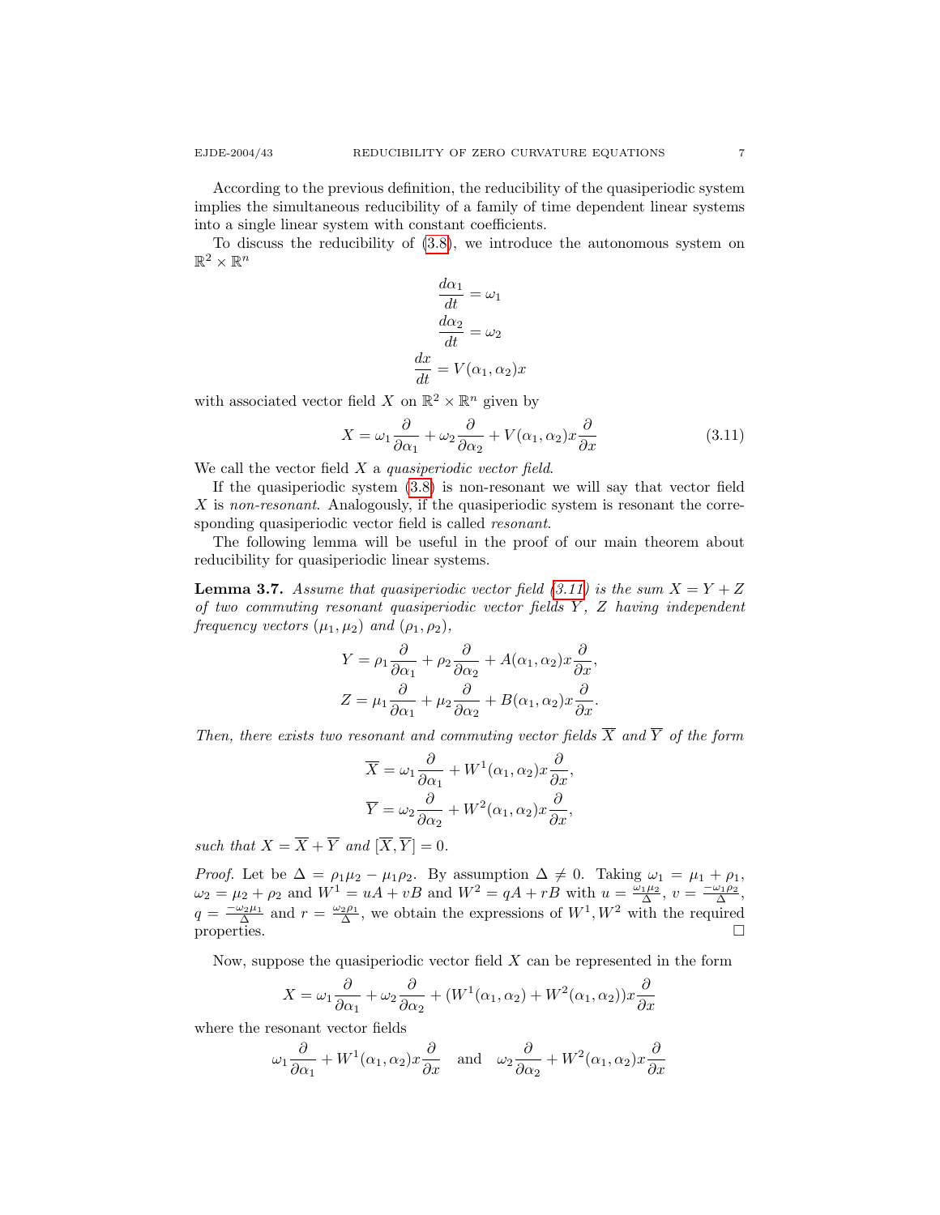According to the previous definition, the reducibility of the quasiperiodic system implies the simultaneous reducibility of a family of time dependent linear systems into a single linear system with constant coefficients.

To discuss the reducibility of (3.8), we introduce the autonomous system on $\mathbb{R}^2 \times \mathbb{R}^n$

$$
\begin{aligned}
\frac{d\alpha_1}{dt} &= \omega_1 \\
\frac{d\alpha_2}{dt} &= \omega_2 \\
\frac{dx}{dt} &= V(\alpha_1, \alpha_2)x
\end{aligned}
$$

with associated vector field $X$ on $\mathbb{R}^2 \times \mathbb{R}^n$ given by

$$
X = \omega_1 \frac{\partial}{\partial \alpha_1} + \omega_2 \frac{\partial}{\partial \alpha_2} + V(\alpha_1, \alpha_2)x \frac{\partial}{\partial x} \tag{3.11}
$$

We call the vector field $X$ a *quasiperiodic vector field*.

If the quasiperiodic system (3.8) is non-resonant we will say that vector field $X$ is *non-resonant*. Analogously, if the quasiperiodic system is resonant the corresponding quasiperiodic vector field is called *resonant*.

The following lemma will be useful in the proof of our main theorem about reducibility for quasiperiodic linear systems.

**Lemma 3.7.** *Assume that quasiperiodic vector field (3.11) is the sum $X = Y + Z$ of two commuting resonant quasiperiodic vector fields $Y$, $Z$ having independent frequency vectors $(\mu_1, \mu_2)$ and $(\rho_1, \rho_2)$,*

$$
\begin{aligned}
Y &= \rho_1 \frac{\partial}{\partial \alpha_1} + \rho_2 \frac{\partial}{\partial \alpha_2} + A(\alpha_1, \alpha_2)x \frac{\partial}{\partial x}, \\
Z &= \mu_1 \frac{\partial}{\partial \alpha_1} + \mu_2 \frac{\partial}{\partial \alpha_2} + B(\alpha_1, \alpha_2)x \frac{\partial}{\partial x}.
\end{aligned}
$$

*Then, there exists two resonant and commuting vector fields $\overline{X}$ and $\overline{Y}$ of the form*

$$
\begin{aligned}
\overline{X} &= \omega_1 \frac{\partial}{\partial \alpha_1} + W^1(\alpha_1, \alpha_2)x \frac{\partial}{\partial x}, \\
\overline{Y} &= \omega_2 \frac{\partial}{\partial \alpha_2} + W^2(\alpha_1, \alpha_2)x \frac{\partial}{\partial x},
\end{aligned}
$$

*such that $X = \overline{X} + \overline{Y}$ and $[\overline{X}, \overline{Y}] = 0$.*

*Proof.* Let be $\Delta = \rho_1\mu_2 - \mu_1\rho_2$. By assumption $\Delta \neq 0$. Taking $\omega_1 = \mu_1 + \rho_1$, $\omega_2 = \mu_2 + \rho_2$ and $W^1 = uA + vB$ and $W^2 = qA + rB$ with $u = \frac{\omega_1\mu_2}{\Delta}$, $v = \frac{-\omega_1\rho_2}{\Delta}$, $q = \frac{-\omega_2\mu_1}{\Delta}$ and $r = \frac{\omega_2\rho_1}{\Delta}$, we obtain the expressions of $W^1, W^2$ with the required properties. $\square$

Now, suppose the quasiperiodic vector field $X$ can be represented in the form

$$
X = \omega_1 \frac{\partial}{\partial \alpha_1} + \omega_2 \frac{\partial}{\partial \alpha_2} + (W^1(\alpha_1, \alpha_2) + W^2(\alpha_1, \alpha_2)) x \frac{\partial}{\partial x}
$$

where the resonant vector fields

$$
\omega_1 \frac{\partial}{\partial \alpha_1} + W^1(\alpha_1, \alpha_2)x \frac{\partial}{\partial x} \quad \text{and} \quad \omega_2 \frac{\partial}{\partial \alpha_2} + W^2(\alpha_1, \alpha_2)x \frac{\partial}{\partial x}
$$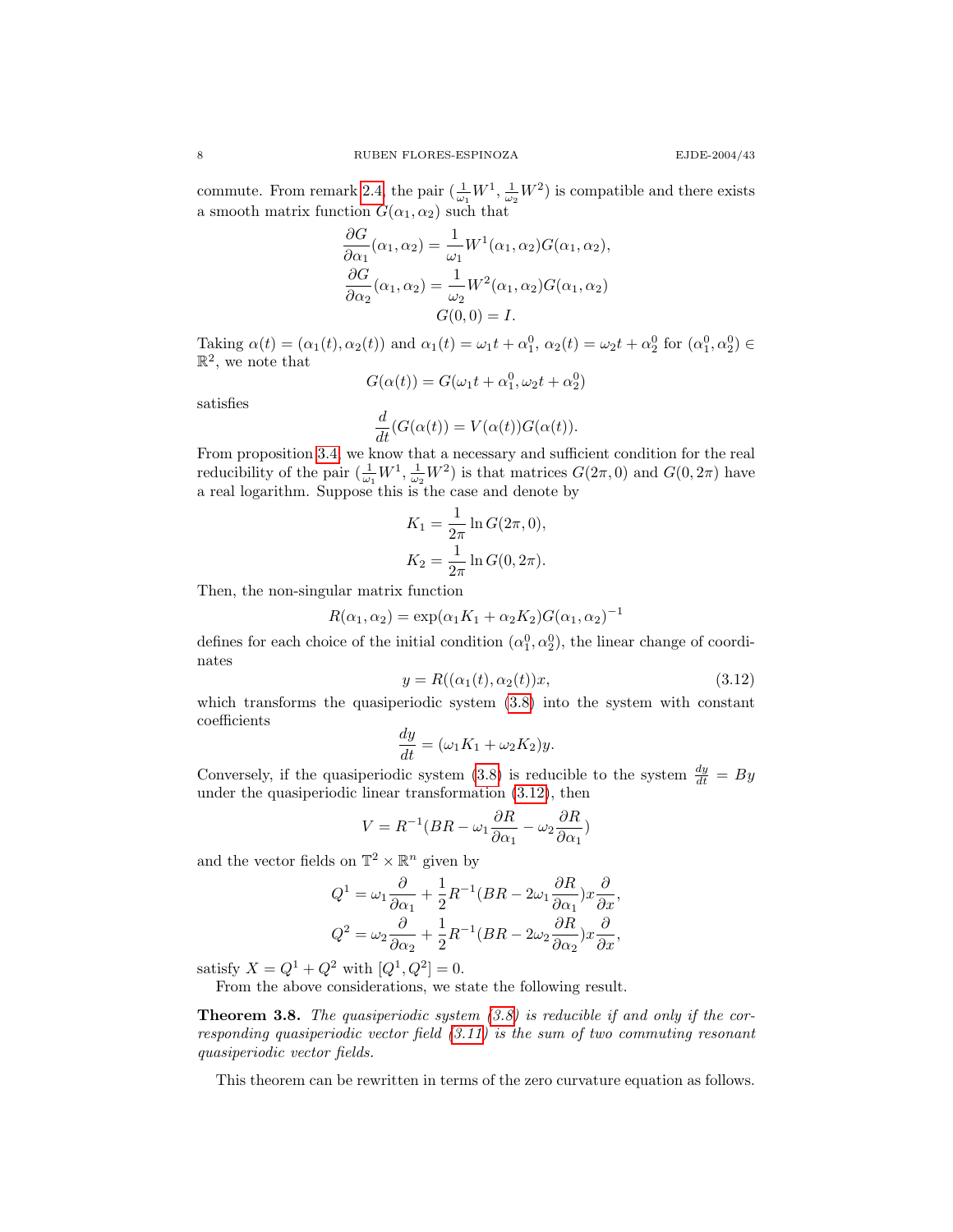commute. From remark 2.4, the pair $(\frac{1}{\omega_1}W^1, \frac{1}{\omega_2}W^2)$ is compatible and there exists a smooth matrix function $G(\alpha_1, \alpha_2)$ such that

$$
\begin{aligned}
\frac{\partial G}{\partial \alpha_1}(\alpha_1, \alpha_2) &= \frac{1}{\omega_1} W^1(\alpha_1, \alpha_2) G(\alpha_1, \alpha_2), \\
\frac{\partial G}{\partial \alpha_2}(\alpha_1, \alpha_2) &= \frac{1}{\omega_2} W^2(\alpha_1, \alpha_2) G(\alpha_1, \alpha_2) \\
G(0,0) &= I.
\end{aligned}
$$

Taking $\alpha(t) = (\alpha_1(t), \alpha_2(t))$ and $\alpha_1(t) = \omega_1 t + \alpha_1^0$, $\alpha_2(t) = \omega_2 t + \alpha_2^0$ for $(\alpha_1^0, \alpha_2^0) \in \mathbb{R}^2$, we note that

$$
G(\alpha(t)) = G(\omega_1 t + \alpha_1^0, \omega_2 t + \alpha_2^0)
$$

satisfies

$$
\frac{d}{dt}(G(\alpha(t)) = V(\alpha(t)) G(\alpha(t)).
$$

From proposition 3.4, we know that a necessary and sufficient condition for the real reducibility of the pair $(\frac{1}{\omega_1}W^1, \frac{1}{\omega_2}W^2)$ is that matrices $G(2\pi, 0)$ and $G(0, 2\pi)$ have a real logarithm. Suppose this is the case and denote by

$$
\begin{aligned}
K_1 &= \frac{1}{2\pi} \ln G(2\pi, 0), \\
K_2 &= \frac{1}{2\pi} \ln G(0, 2\pi).
\end{aligned}
$$

Then, the non-singular matrix function

$$
R(\alpha_1, \alpha_2) = \exp(\alpha_1 K_1 + \alpha_2 K_2) G(\alpha_1, \alpha_2)^{-1}
$$

defines for each choice of the initial condition $(\alpha_1^0, \alpha_2^0)$, the linear change of coordinates

$$
y = R((\alpha_1(t), \alpha_2(t)) x, \tag{3.12}
$$

which transforms the quasiperiodic system (3.8) into the system with constant coefficients

$$
\frac{dy}{dt} = (\omega_1 K_1 + \omega_2 K_2) y.
$$

Conversely, if the quasiperiodic system (3.8) is reducible to the system $\frac{dy}{dt} = By$ under the quasiperiodic linear transformation (3.12), then

$$
V = R^{-1}(BR - \omega_1 \frac{\partial R}{\partial \alpha_1} - \omega_2 \frac{\partial R}{\partial \alpha_1})
$$

and the vector fields on $\mathbb{T}^2 \times \mathbb{R}^n$ given by

$$
\begin{aligned}
Q^1 &= \omega_1 \frac{\partial}{\partial \alpha_1} + \frac{1}{2} R^{-1}(BR - 2\omega_1 \frac{\partial R}{\partial \alpha_1}) x \frac{\partial}{\partial x}, \\
Q^2 &= \omega_2 \frac{\partial}{\partial \alpha_2} + \frac{1}{2} R^{-1}(BR - 2\omega_2 \frac{\partial R}{\partial \alpha_2}) x \frac{\partial}{\partial x},
\end{aligned}
$$

satisfy $X = Q^1 + Q^2$ with $[Q^1, Q^2] = 0$.

From the above considerations, we state the following result.

**Theorem 3.8.** *The quasiperiodic system (3.8) is reducible if and only if the corresponding quasiperiodic vector field (3.11) is the sum of two commuting resonant quasiperiodic vector fields.*

This theorem can be rewritten in terms of the zero curvature equation as follows.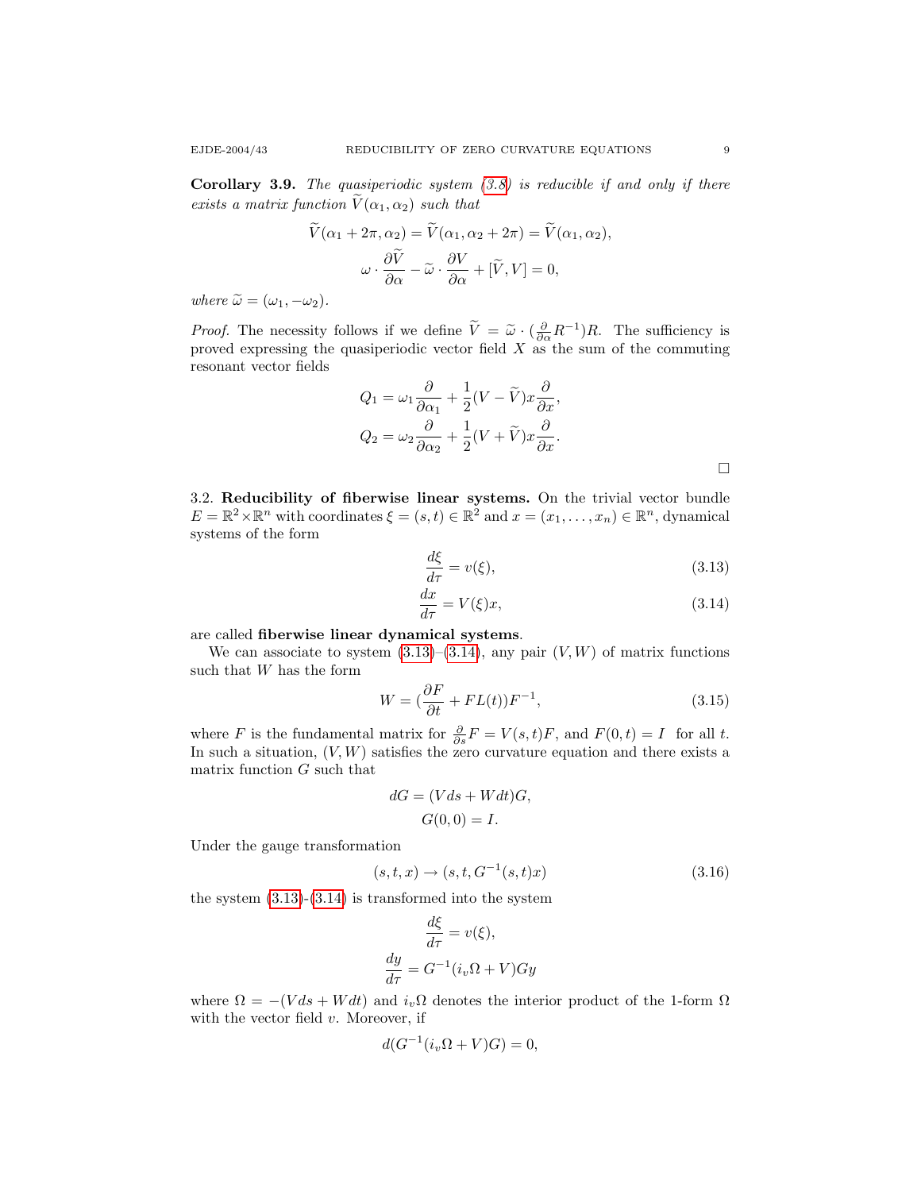**Corollary 3.9.** *The quasiperiodic system (3.8) is reducible if and only if there exists a matrix function $\widetilde{V}(\alpha_1, \alpha_2)$ such that*

$$\widetilde{V}(\alpha_1 + 2\pi, \alpha_2) = \widetilde{V}(\alpha_1, \alpha_2 + 2\pi) = \widetilde{V}(\alpha_1, \alpha_2),$$

$$\omega \cdot \frac{\partial \widetilde{V}}{\partial \alpha} - \widetilde{\omega} \cdot \frac{\partial V}{\partial \alpha} + [\widetilde{V}, V] = 0,$$

*where $\widetilde{\omega} = (\omega_1, -\omega_2)$.*

*Proof.* The necessity follows if we define $\widetilde{V} = \widetilde{\omega} \cdot (\frac{\partial}{\partial \alpha} R^{-1}) R$. The sufficiency is proved expressing the quasiperiodic vector field $X$ as the sum of the commuting resonant vector fields

$$Q_1 = \omega_1 \frac{\partial}{\partial \alpha_1} + \frac{1}{2}(V - \widetilde{V}) x \frac{\partial}{\partial x},$$

$$Q_2 = \omega_2 \frac{\partial}{\partial \alpha_2} + \frac{1}{2}(V + \widetilde{V}) x \frac{\partial}{\partial x}.$$

$\square$

3.2. **Reducibility of fiberwise linear systems.** On the trivial vector bundle $E = \mathbb{R}^2 \times \mathbb{R}^n$ with coordinates $\xi = (s,t) \in \mathbb{R}^2$ and $x = (x_1, \dots, x_n) \in \mathbb{R}^n$, dynamical systems of the form

$$\frac{d\xi}{d\tau} = v(\xi), \tag{3.13}$$

$$\frac{dx}{d\tau} = V(\xi) x, \tag{3.14}$$

are called **fiberwise linear dynamical systems**.

We can associate to system (3.13)–(3.14), any pair $(V, W)$ of matrix functions such that $W$ has the form

$$W = (\frac{\partial F}{\partial t} + F L(t)) F^{-1}, \tag{3.15}$$

where $F$ is the fundamental matrix for $\frac{\partial}{\partial s} F = V(s,t) F$, and $F(0,t) = I$ for all $t$. In such a situation, $(V, W)$ satisfies the zero curvature equation and there exists a matrix function $G$ such that

$$dG = (V ds + W dt) G,$$

$$G(0,0) = I.$$

Under the gauge transformation

$$(s,t,x) \to (s,t,G^{-1}(s,t)x) \tag{3.16}$$

the system (3.13)-(3.14) is transformed into the system

$$\frac{d\xi}{d\tau} = v(\xi),$$

$$\frac{dy}{d\tau} = G^{-1}(i_v \Omega + V) G y$$

where $\Omega = -(V ds + W dt)$ and $i_v \Omega$ denotes the interior product of the 1-form $\Omega$ with the vector field $v$. Moreover, if

$$d(G^{-1}(i_v \Omega + V) G) = 0,$$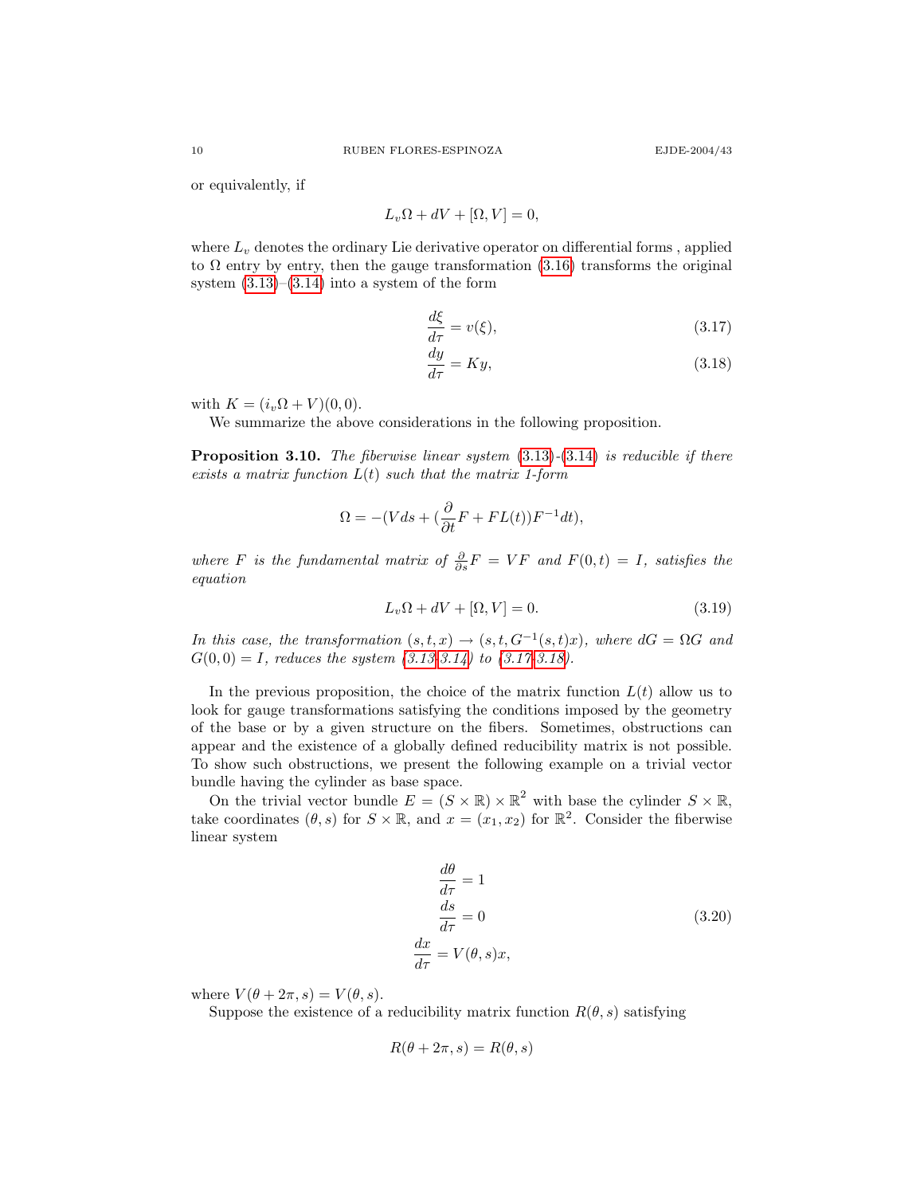or equivalently, if

$$L_v\Omega + dV + [\Omega, V] = 0,$$

where $L_v$ denotes the ordinary Lie derivative operator on differential forms , applied to $\Omega$ entry by entry, then the gauge transformation (3.16) transforms the original system (3.13)–(3.14) into a system of the form

$$\frac{d\xi}{d\tau} = v(\xi), \tag{3.17}$$

$$\frac{dy}{d\tau} = Ky, \tag{3.18}$$

with $K = (i_v\Omega + V)(0, 0)$.

We summarize the above considerations in the following proposition.

**Proposition 3.10.** *The fiberwise linear system (3.13)-(3.14) is reducible if there exists a matrix function $L(t)$ such that the matrix 1-form*

$$\Omega = -(V ds + (\frac{\partial}{\partial t}F + FL(t))F^{-1}dt),$$

*where $F$ is the fundamental matrix of $\frac{\partial}{\partial s}F = VF$ and $F(0, t) = I$, satisfies the equation*

$$L_v\Omega + dV + [\Omega, V] = 0. \tag{3.19}$$

*In this case, the transformation $(s, t, x) \to (s, t, G^{-1}(s, t)x)$, where $dG = \Omega G$ and $G(0, 0) = I$, reduces the system (3.13-3.14) to (3.17-3.18).*

In the previous proposition, the choice of the matrix function $L(t)$ allow us to look for gauge transformations satisfying the conditions imposed by the geometry of the base or by a given structure on the fibers. Sometimes, obstructions can appear and the existence of a globally defined reducibility matrix is not possible. To show such obstructions, we present the following example on a trivial vector bundle having the cylinder as base space.

On the trivial vector bundle $E = (S \times \mathbb{R}) \times \mathbb{R}^2$ with base the cylinder $S \times \mathbb{R}$, take coordinates $(\theta, s)$ for $S \times \mathbb{R}$, and $x = (x_1, x_2)$ for $\mathbb{R}^2$. Consider the fiberwise linear system

$$\begin{aligned} \frac{d\theta}{d\tau} &= 1 \\ \frac{ds}{d\tau} &= 0 \\ \frac{dx}{d\tau} &= V(\theta, s)x, \end{aligned} \tag{3.20}$$

where $V(\theta + 2\pi, s) = V(\theta, s)$.

Suppose the existence of a reducibility matrix function $R(\theta, s)$ satisfying

$$R(\theta + 2\pi, s) = R(\theta, s)$$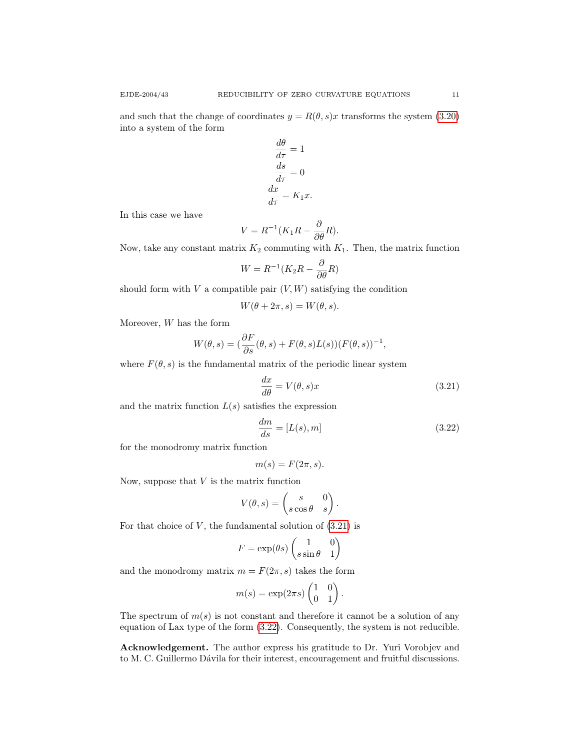and such that the change of coordinates $y = R(\theta, s)x$ transforms the system (3.20) into a system of the form

$$
\begin{aligned}
\frac{d\theta}{d\tau} &= 1 \\
\frac{ds}{d\tau} &= 0 \\
\frac{dx}{d\tau} &= K_1 x.
\end{aligned}
$$

In this case we have

$$V = R^{-1}(K_1 R - \frac{\partial}{\partial \theta} R).$$

Now, take any constant matrix $K_2$ commuting with $K_1$. Then, the matrix function

$$W = R^{-1}(K_2 R - \frac{\partial}{\partial \theta} R)$$

should form with $V$ a compatible pair $(V, W)$ satisfying the condition

$$W(\theta + 2\pi, s) = W(\theta, s).$$

Moreover, $W$ has the form

$$W(\theta, s) = (\frac{\partial F}{\partial s}(\theta, s) + F(\theta, s)L(s))(F(\theta, s))^{-1},$$

where $F(\theta, s)$ is the fundamental matrix of the periodic linear system

$$\frac{dx}{d\theta} = V(\theta, s)x \tag{3.21}$$

and the matrix function $L(s)$ satisfies the expression

$$\frac{dm}{ds} = [L(s), m] \tag{3.22}$$

for the monodromy matrix function

$$m(s) = F(2\pi, s).$$

Now, suppose that $V$ is the matrix function

$$V(\theta, s) = \begin{pmatrix} s & 0 \\ s\cos\theta & s \end{pmatrix}.$$

For that choice of $V$, the fundamental solution of (3.21) is

$$F = \exp(\theta s) \begin{pmatrix} 1 & 0 \\ s\sin\theta & 1 \end{pmatrix}$$

and the monodromy matrix $m = F(2\pi, s)$ takes the form

$$m(s) = \exp(2\pi s) \begin{pmatrix} 1 & 0 \\ 0 & 1 \end{pmatrix}.$$

The spectrum of $m(s)$ is not constant and therefore it cannot be a solution of any equation of Lax type of the form (3.22). Consequently, the system is not reducible.

**Acknowledgement.** The author express his gratitude to Dr. Yuri Vorobjev and to M. C. Guillermo Dávila for their interest, encouragement and fruitful discussions.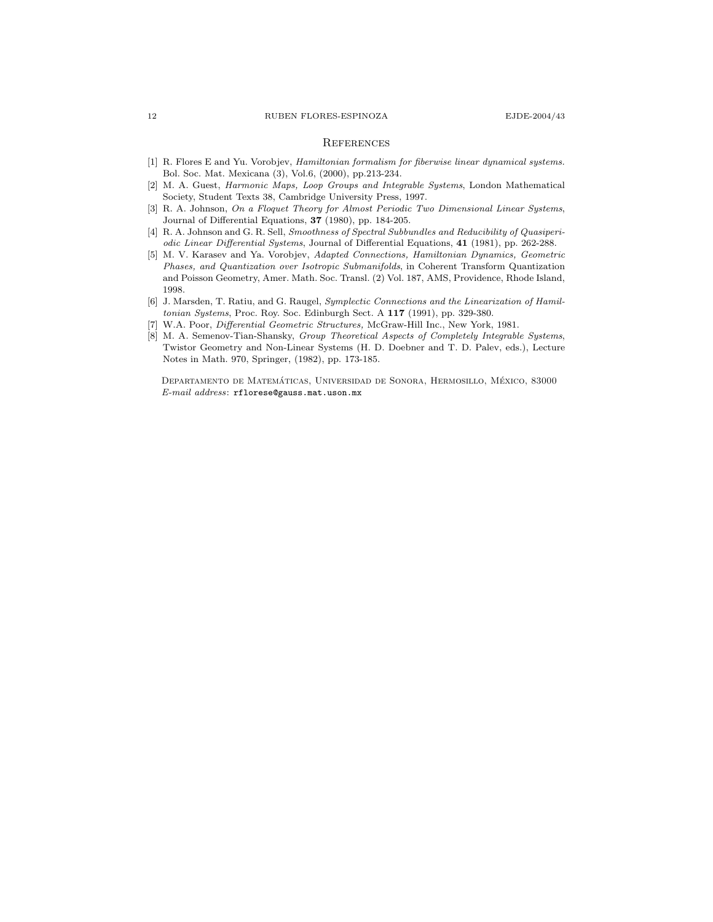## References

[1] R. Flores E and Yu. Vorobjev, *Hamiltonian formalism for fiberwise linear dynamical systems.* Bol. Soc. Mat. Mexicana (3), Vol.6, (2000), pp.213-234.

[2] M. A. Guest, *Harmonic Maps, Loop Groups and Integrable Systems*, London Mathematical Society, Student Texts 38, Cambridge University Press, 1997.

[3] R. A. Johnson, *On a Floquet Theory for Almost Periodic Two Dimensional Linear Systems*, Journal of Differential Equations, **37** (1980), pp. 184-205.

[4] R. A. Johnson and G. R. Sell, *Smoothness of Spectral Subbundles and Reducibility of Quasiperiodic Linear Differential Systems*, Journal of Differential Equations, **41** (1981), pp. 262-288.

[5] M. V. Karasev and Ya. Vorobjev, *Adapted Connections, Hamiltonian Dynamics, Geometric Phases, and Quantization over Isotropic Submanifolds*, in Coherent Transform Quantization and Poisson Geometry, Amer. Math. Soc. Transl. (2) Vol. 187, AMS, Providence, Rhode Island, 1998.

[6] J. Marsden, T. Ratiu, and G. Raugel, *Symplectic Connections and the Linearization of Hamiltonian Systems*, Proc. Roy. Soc. Edinburgh Sect. A **117** (1991), pp. 329-380.

[7] W.A. Poor, *Differential Geometric Structures,* McGraw-Hill Inc., New York, 1981.

[8] M. A. Semenov-Tian-Shansky, *Group Theoretical Aspects of Completely Integrable Systems*, Twistor Geometry and Non-Linear Systems (H. D. Doebner and T. D. Palev, eds.), Lecture Notes in Math. 970, Springer, (1982), pp. 173-185.

Departamento de Matemáticas, Universidad de Sonora, Hermosillo, México, 83000
*E-mail address*: rflorese@gauss.mat.uson.mx